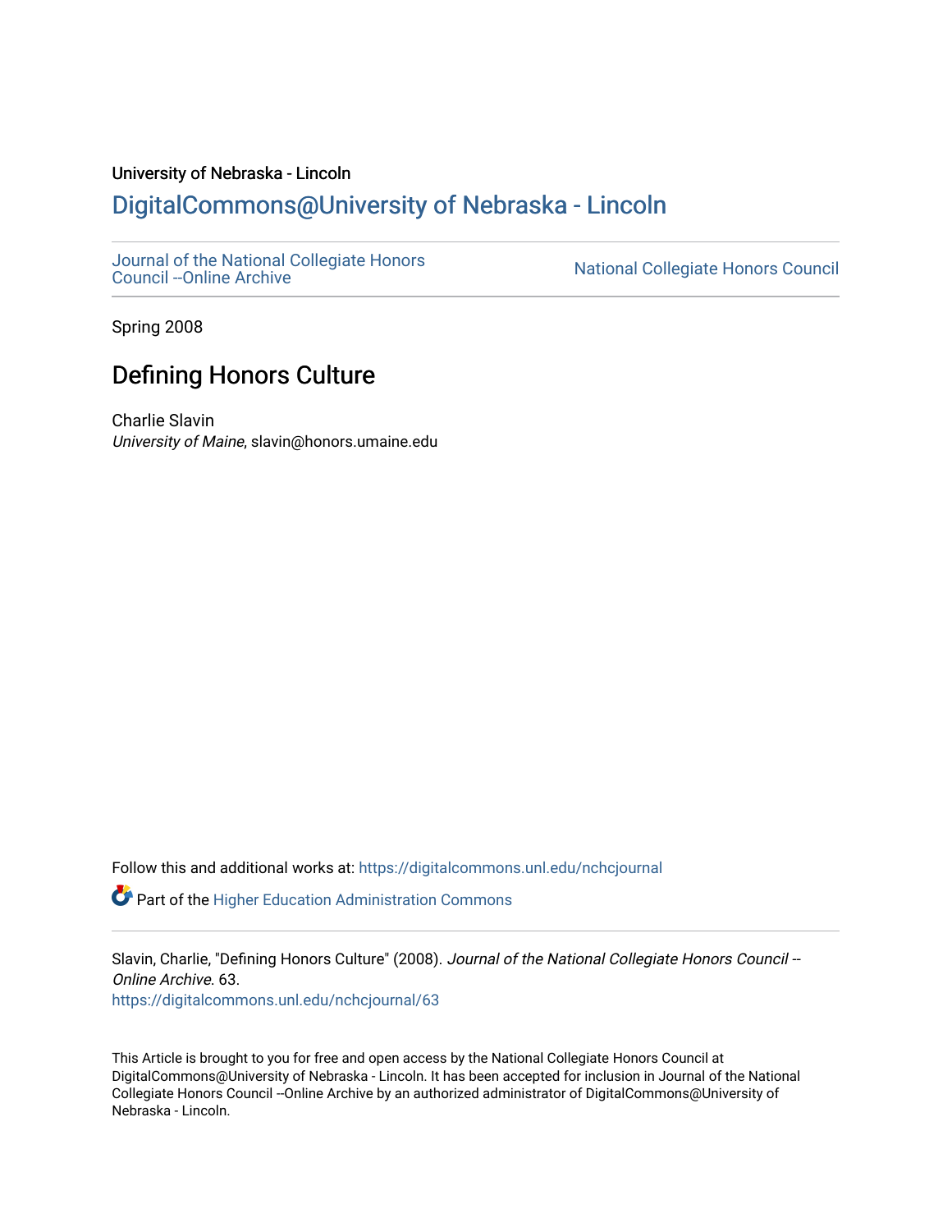University of Nebraska - Lincoln

## DigitalCommons@University of Nebraska - Lincoln

Journal of the National Collegiate Honors Council --Online Archive

National Collegiate Honors Council

Spring 2008

# Defining Honors Culture

Charlie Slavin
*University of Maine*, slavin@honors.umaine.edu

Follow this and additional works at: https://digitalcommons.unl.edu/nchcjournal

Part of the Higher Education Administration Commons

Slavin, Charlie, "Defining Honors Culture" (2008). *Journal of the National Collegiate Honors Council --Online Archive*. 63.
https://digitalcommons.unl.edu/nchcjournal/63

This Article is brought to you for free and open access by the National Collegiate Honors Council at DigitalCommons@University of Nebraska - Lincoln. It has been accepted for inclusion in Journal of the National Collegiate Honors Council --Online Archive by an authorized administrator of DigitalCommons@University of Nebraska - Lincoln.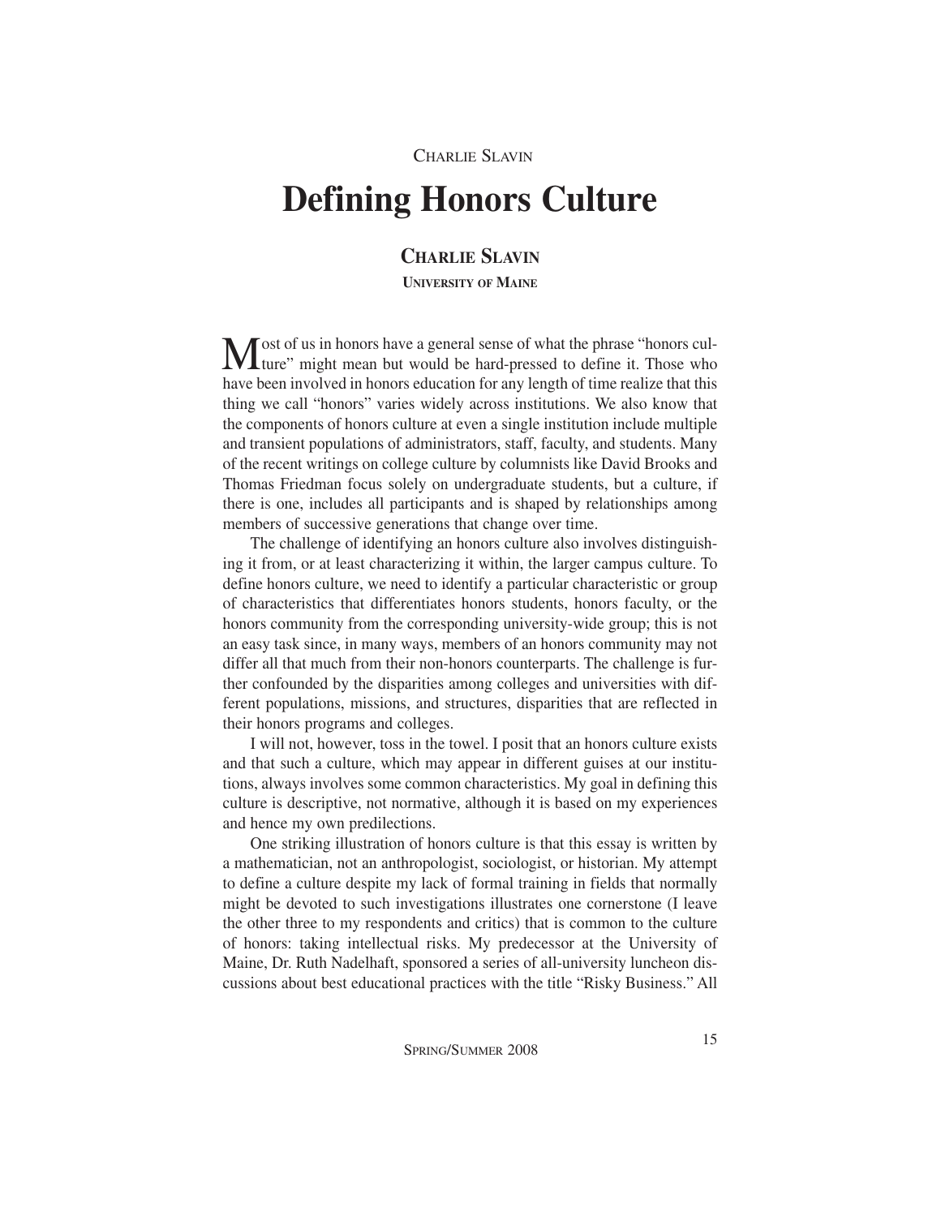# Defining Honors Culture

**CHARLIE SLAVIN**

**UNIVERSITY OF MAINE**

Most of us in honors have a general sense of what the phrase "honors culture" might mean but would be hard-pressed to define it. Those who have been involved in honors education for any length of time realize that this thing we call "honors" varies widely across institutions. We also know that the components of honors culture at even a single institution include multiple and transient populations of administrators, staff, faculty, and students. Many of the recent writings on college culture by columnists like David Brooks and Thomas Friedman focus solely on undergraduate students, but a culture, if there is one, includes all participants and is shaped by relationships among members of successive generations that change over time.

The challenge of identifying an honors culture also involves distinguishing it from, or at least characterizing it within, the larger campus culture. To define honors culture, we need to identify a particular characteristic or group of characteristics that differentiates honors students, honors faculty, or the honors community from the corresponding university-wide group; this is not an easy task since, in many ways, members of an honors community may not differ all that much from their non-honors counterparts. The challenge is further confounded by the disparities among colleges and universities with different populations, missions, and structures, disparities that are reflected in their honors programs and colleges.

I will not, however, toss in the towel. I posit that an honors culture exists and that such a culture, which may appear in different guises at our institutions, always involves some common characteristics. My goal in defining this culture is descriptive, not normative, although it is based on my experiences and hence my own predilections.

One striking illustration of honors culture is that this essay is written by a mathematician, not an anthropologist, sociologist, or historian. My attempt to define a culture despite my lack of formal training in fields that normally might be devoted to such investigations illustrates one cornerstone (I leave the other three to my respondents and critics) that is common to the culture of honors: taking intellectual risks. My predecessor at the University of Maine, Dr. Ruth Nadelhaft, sponsored a series of all-university luncheon discussions about best educational practices with the title "Risky Business." All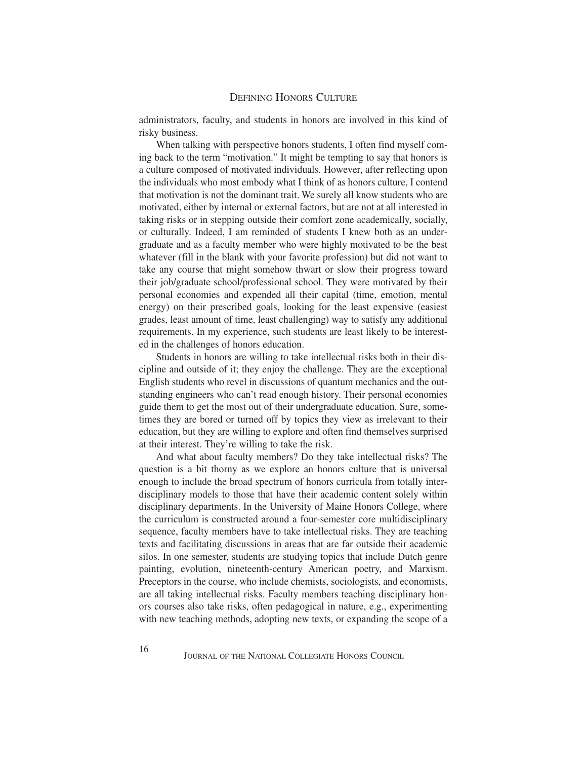administrators, faculty, and students in honors are involved in this kind of risky business.

When talking with perspective honors students, I often find myself coming back to the term "motivation." It might be tempting to say that honors is a culture composed of motivated individuals. However, after reflecting upon the individuals who most embody what I think of as honors culture, I contend that motivation is not the dominant trait. We surely all know students who are motivated, either by internal or external factors, but are not at all interested in taking risks or in stepping outside their comfort zone academically, socially, or culturally. Indeed, I am reminded of students I knew both as an undergraduate and as a faculty member who were highly motivated to be the best whatever (fill in the blank with your favorite profession) but did not want to take any course that might somehow thwart or slow their progress toward their job/graduate school/professional school. They were motivated by their personal economies and expended all their capital (time, emotion, mental energy) on their prescribed goals, looking for the least expensive (easiest grades, least amount of time, least challenging) way to satisfy any additional requirements. In my experience, such students are least likely to be interested in the challenges of honors education.

Students in honors are willing to take intellectual risks both in their discipline and outside of it; they enjoy the challenge. They are the exceptional English students who revel in discussions of quantum mechanics and the outstanding engineers who can't read enough history. Their personal economies guide them to get the most out of their undergraduate education. Sure, sometimes they are bored or turned off by topics they view as irrelevant to their education, but they are willing to explore and often find themselves surprised at their interest. They're willing to take the risk.

And what about faculty members? Do they take intellectual risks? The question is a bit thorny as we explore an honors culture that is universal enough to include the broad spectrum of honors curricula from totally interdisciplinary models to those that have their academic content solely within disciplinary departments. In the University of Maine Honors College, where the curriculum is constructed around a four-semester core multidisciplinary sequence, faculty members have to take intellectual risks. They are teaching texts and facilitating discussions in areas that are far outside their academic silos. In one semester, students are studying topics that include Dutch genre painting, evolution, nineteenth-century American poetry, and Marxism. Preceptors in the course, who include chemists, sociologists, and economists, are all taking intellectual risks. Faculty members teaching disciplinary honors courses also take risks, often pedagogical in nature, e.g., experimenting with new teaching methods, adopting new texts, or expanding the scope of a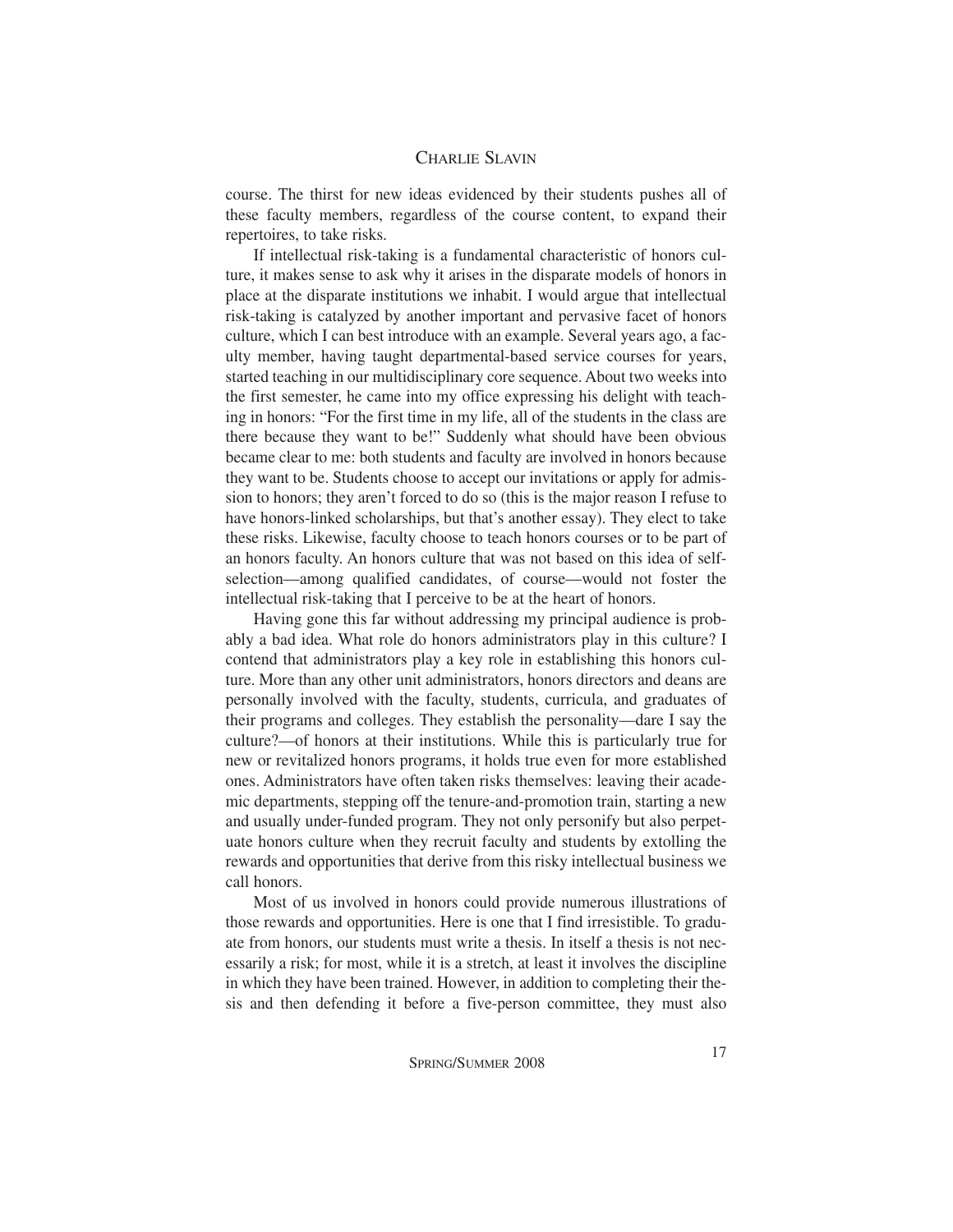course. The thirst for new ideas evidenced by their students pushes all of these faculty members, regardless of the course content, to expand their repertoires, to take risks.

If intellectual risk-taking is a fundamental characteristic of honors culture, it makes sense to ask why it arises in the disparate models of honors in place at the disparate institutions we inhabit. I would argue that intellectual risk-taking is catalyzed by another important and pervasive facet of honors culture, which I can best introduce with an example. Several years ago, a faculty member, having taught departmental-based service courses for years, started teaching in our multidisciplinary core sequence. About two weeks into the first semester, he came into my office expressing his delight with teaching in honors: "For the first time in my life, all of the students in the class are there because they want to be!" Suddenly what should have been obvious became clear to me: both students and faculty are involved in honors because they want to be. Students choose to accept our invitations or apply for admission to honors; they aren't forced to do so (this is the major reason I refuse to have honors-linked scholarships, but that's another essay). They elect to take these risks. Likewise, faculty choose to teach honors courses or to be part of an honors faculty. An honors culture that was not based on this idea of self-selection—among qualified candidates, of course—would not foster the intellectual risk-taking that I perceive to be at the heart of honors.

Having gone this far without addressing my principal audience is probably a bad idea. What role do honors administrators play in this culture? I contend that administrators play a key role in establishing this honors culture. More than any other unit administrators, honors directors and deans are personally involved with the faculty, students, curricula, and graduates of their programs and colleges. They establish the personality—dare I say the culture?—of honors at their institutions. While this is particularly true for new or revitalized honors programs, it holds true even for more established ones. Administrators have often taken risks themselves: leaving their academic departments, stepping off the tenure-and-promotion train, starting a new and usually under-funded program. They not only personify but also perpetuate honors culture when they recruit faculty and students by extolling the rewards and opportunities that derive from this risky intellectual business we call honors.

Most of us involved in honors could provide numerous illustrations of those rewards and opportunities. Here is one that I find irresistible. To graduate from honors, our students must write a thesis. In itself a thesis is not necessarily a risk; for most, while it is a stretch, at least it involves the discipline in which they have been trained. However, in addition to completing their thesis and then defending it before a five-person committee, they must also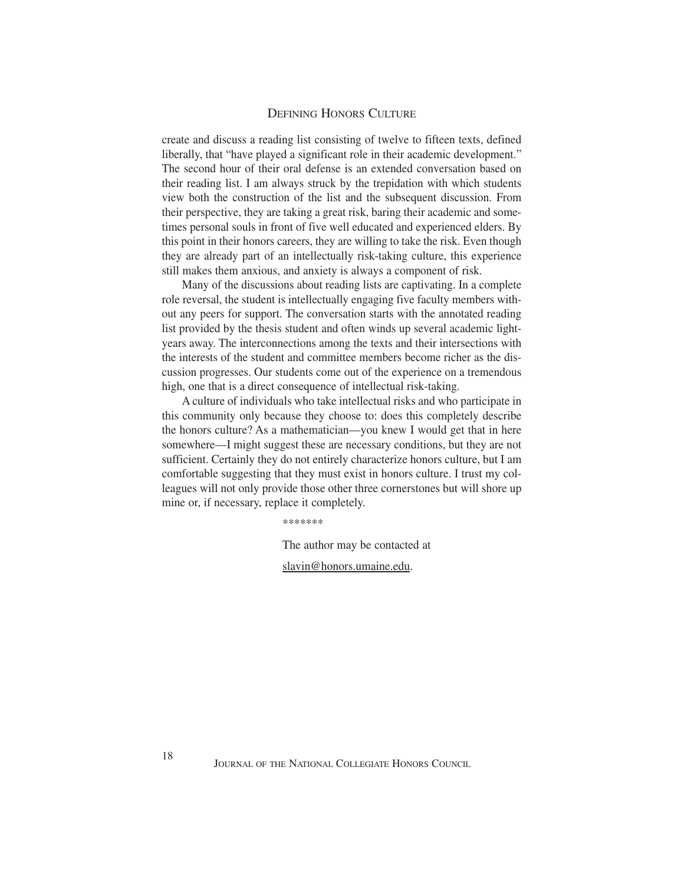create and discuss a reading list consisting of twelve to fifteen texts, defined liberally, that "have played a significant role in their academic development." The second hour of their oral defense is an extended conversation based on their reading list. I am always struck by the trepidation with which students view both the construction of the list and the subsequent discussion. From their perspective, they are taking a great risk, baring their academic and sometimes personal souls in front of five well educated and experienced elders. By this point in their honors careers, they are willing to take the risk. Even though they are already part of an intellectually risk-taking culture, this experience still makes them anxious, and anxiety is always a component of risk.

Many of the discussions about reading lists are captivating. In a complete role reversal, the student is intellectually engaging five faculty members without any peers for support. The conversation starts with the annotated reading list provided by the thesis student and often winds up several academic light-years away. The interconnections among the texts and their intersections with the interests of the student and committee members become richer as the discussion progresses. Our students come out of the experience on a tremendous high, one that is a direct consequence of intellectual risk-taking.

A culture of individuals who take intellectual risks and who participate in this community only because they choose to: does this completely describe the honors culture? As a mathematician—you knew I would get that in here somewhere—I might suggest these are necessary conditions, but they are not sufficient. Certainly they do not entirely characterize honors culture, but I am comfortable suggesting that they must exist in honors culture. I trust my colleagues will not only provide those other three cornerstones but will shore up mine or, if necessary, replace it completely.

*******

The author may be contacted at

slavin@honors.umaine.edu.